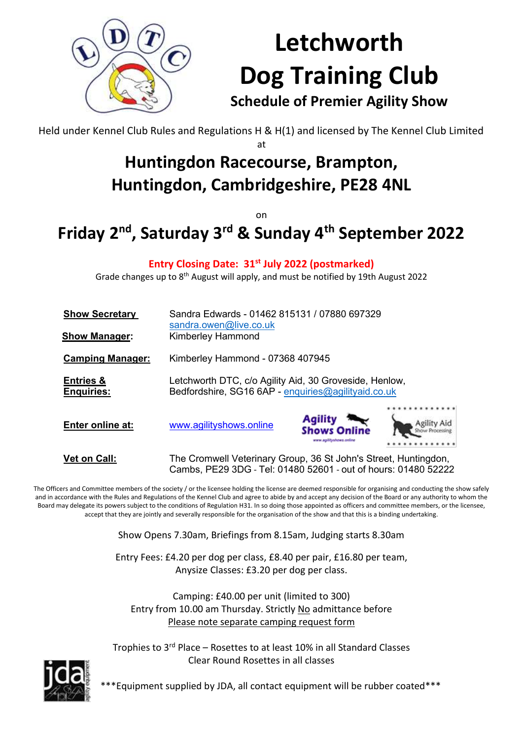# Letchworth Dog Training Club

## Schedule of Premier Agility Show

Held under Kennel Club Rules and Regulations H & H(1) and licensed by The Kennel Club Limited

at

## Huntingdon Racecourse, Brampton, Huntingdon, Cambridgeshire, PE28 4NL

on

## Friday 2nd, Saturday 3rd & Sunday 4th September 2022

**Entry Closing Date: 31st July 2022 (postmarked)**

Grade changes up to 8th August will apply, and must be notified by 19th August 2022

| | |
|---|---|
| **Show Secretary** | Sandra Edwards - 01462 815131 / 07880 697329 sandra.owen@live.co.uk |
| **Show Manager:** | Kimberley Hammond |
| **Camping Manager:** | Kimberley Hammond - 07368 407945 |
| **Entries & Enquiries:** | Letchworth DTC, c/o Agility Aid, 30 Groveside, Henlow, Bedfordshire, SG16 6AP - enquiries@agilityaid.co.uk |
| **Enter online at:** | www.agilityshows.online |
| **Vet on Call:** | The Cromwell Veterinary Group, 36 St John's Street, Huntingdon, Cambs, PE29 3DG - Tel: 01480 52601 - out of hours: 01480 52222 |

The Officers and Committee members of the society / or the licensee holding the license are deemed responsible for organising and conducting the show safely and in accordance with the Rules and Regulations of the Kennel Club and agree to abide by and accept any decision of the Board or any authority to whom the Board may delegate its powers subject to the conditions of Regulation H31. In so doing those appointed as officers and committee members, or the licensee, accept that they are jointly and severally responsible for the organisation of the show and that this is a binding undertaking.

Show Opens 7.30am, Briefings from 8.15am, Judging starts 8.30am

Entry Fees: £4.20 per dog per class, £8.40 per pair, £16.80 per team,
Anysize Classes: £3.20 per dog per class.

Camping: £40.00 per unit (limited to 300)
Entry from 10.00 am Thursday. Strictly No admittance before
Please note separate camping request form

Trophies to 3rd Place – Rosettes to at least 10% in all Standard Classes
Clear Round Rosettes in all classes

***Equipment supplied by JDA, all contact equipment will be rubber coated***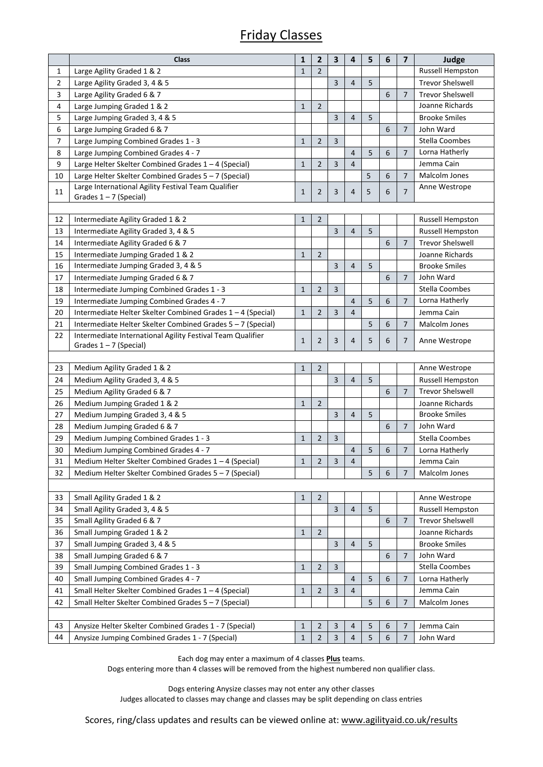# Friday Classes

| | Class | 1 | 2 | 3 | 4 | 5 | 6 | 7 | Judge |
|---|---|---|---|---|---|---|---|---|---|
| 1 | Large Agility Graded 1 & 2 | 1 | 2 | | | | | | Russell Hempston |
| 2 | Large Agility Graded 3, 4 & 5 | | | 3 | 4 | 5 | | | Trevor Shelswell |
| 3 | Large Agility Graded 6 & 7 | | | | | | 6 | 7 | Trevor Shelswell |
| 4 | Large Jumping Graded 1 & 2 | 1 | 2 | | | | | | Joanne Richards |
| 5 | Large Jumping Graded 3, 4 & 5 | | | 3 | 4 | 5 | | | Brooke Smiles |
| 6 | Large Jumping Graded 6 & 7 | | | | | | 6 | 7 | John Ward |
| 7 | Large Jumping Combined Grades 1 - 3 | 1 | 2 | 3 | | | | | Stella Coombes |
| 8 | Large Jumping Combined Grades 4 - 7 | | | | 4 | 5 | 6 | 7 | Lorna Hatherly |
| 9 | Large Helter Skelter Combined Grades 1 – 4 (Special) | 1 | 2 | 3 | 4 | | | | Jemma Cain |
| 10 | Large Helter Skelter Combined Grades 5 – 7 (Special) | | | | | 5 | 6 | 7 | Malcolm Jones |
| 11 | Large International Agility Festival Team Qualifier Grades 1 – 7 (Special) | 1 | 2 | 3 | 4 | 5 | 6 | 7 | Anne Westrope |
| | | | | | | | | | |
| 12 | Intermediate Agility Graded 1 & 2 | 1 | 2 | | | | | | Russell Hempston |
| 13 | Intermediate Agility Graded 3, 4 & 5 | | | 3 | 4 | 5 | | | Russell Hempston |
| 14 | Intermediate Agility Graded 6 & 7 | | | | | | 6 | 7 | Trevor Shelswell |
| 15 | Intermediate Jumping Graded 1 & 2 | 1 | 2 | | | | | | Joanne Richards |
| 16 | Intermediate Jumping Graded 3, 4 & 5 | | | 3 | 4 | 5 | | | Brooke Smiles |
| 17 | Intermediate Jumping Graded 6 & 7 | | | | | | 6 | 7 | John Ward |
| 18 | Intermediate Jumping Combined Grades 1 - 3 | 1 | 2 | 3 | | | | | Stella Coombes |
| 19 | Intermediate Jumping Combined Grades 4 - 7 | | | | 4 | 5 | 6 | 7 | Lorna Hatherly |
| 20 | Intermediate Helter Skelter Combined Grades 1 – 4 (Special) | 1 | 2 | 3 | 4 | | | | Jemma Cain |
| 21 | Intermediate Helter Skelter Combined Grades 5 – 7 (Special) | | | | | 5 | 6 | 7 | Malcolm Jones |
| 22 | Intermediate International Agility Festival Team Qualifier Grades 1 – 7 (Special) | 1 | 2 | 3 | 4 | 5 | 6 | 7 | Anne Westrope |
| | | | | | | | | | |
| 23 | Medium Agility Graded 1 & 2 | 1 | 2 | | | | | | Anne Westrope |
| 24 | Medium Agility Graded 3, 4 & 5 | | | 3 | 4 | 5 | | | Russell Hempston |
| 25 | Medium Agility Graded 6 & 7 | | | | | | 6 | 7 | Trevor Shelswell |
| 26 | Medium Jumping Graded 1 & 2 | 1 | 2 | | | | | | Joanne Richards |
| 27 | Medium Jumping Graded 3, 4 & 5 | | | 3 | 4 | 5 | | | Brooke Smiles |
| 28 | Medium Jumping Graded 6 & 7 | | | | | | 6 | 7 | John Ward |
| 29 | Medium Jumping Combined Grades 1 - 3 | 1 | 2 | 3 | | | | | Stella Coombes |
| 30 | Medium Jumping Combined Grades 4 - 7 | | | | 4 | 5 | 6 | 7 | Lorna Hatherly |
| 31 | Medium Helter Skelter Combined Grades 1 – 4 (Special) | 1 | 2 | 3 | 4 | | | | Jemma Cain |
| 32 | Medium Helter Skelter Combined Grades 5 – 7 (Special) | | | | | 5 | 6 | 7 | Malcolm Jones |
| | | | | | | | | | |
| 33 | Small Agility Graded 1 & 2 | 1 | 2 | | | | | | Anne Westrope |
| 34 | Small Agility Graded 3, 4 & 5 | | | 3 | 4 | 5 | | | Russell Hempston |
| 35 | Small Agility Graded 6 & 7 | | | | | | 6 | 7 | Trevor Shelswell |
| 36 | Small Jumping Graded 1 & 2 | 1 | 2 | | | | | | Joanne Richards |
| 37 | Small Jumping Graded 3, 4 & 5 | | | 3 | 4 | 5 | | | Brooke Smiles |
| 38 | Small Jumping Graded 6 & 7 | | | | | | 6 | 7 | John Ward |
| 39 | Small Jumping Combined Grades 1 - 3 | 1 | 2 | 3 | | | | | Stella Coombes |
| 40 | Small Jumping Combined Grades 4 - 7 | | | | 4 | 5 | 6 | 7 | Lorna Hatherly |
| 41 | Small Helter Skelter Combined Grades 1 – 4 (Special) | 1 | 2 | 3 | 4 | | | | Jemma Cain |
| 42 | Small Helter Skelter Combined Grades 5 – 7 (Special) | | | | | 5 | 6 | 7 | Malcolm Jones |
| | | | | | | | | | |
| 43 | Anysize Helter Skelter Combined Grades 1 - 7 (Special) | 1 | 2 | 3 | 4 | 5 | 6 | 7 | Jemma Cain |
| 44 | Anysize Jumping Combined Grades 1 - 7 (Special) | 1 | 2 | 3 | 4 | 5 | 6 | 7 | John Ward |

Each dog may enter a maximum of 4 classes **Plus** teams.
Dogs entering more than 4 classes will be removed from the highest numbered non qualifier class.

Dogs entering Anysize classes may not enter any other classes
Judges allocated to classes may change and classes may be split depending on class entries

Scores, ring/class updates and results can be viewed online at: www.agilityaid.co.uk/results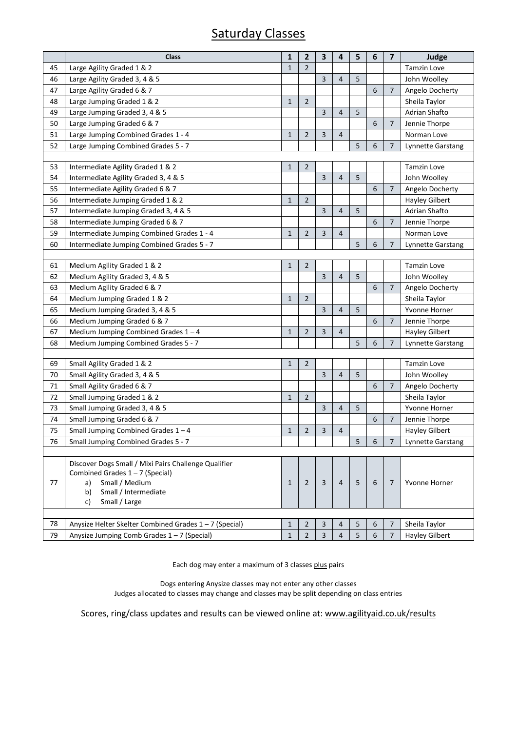# Saturday Classes

| | Class | 1 | 2 | 3 | 4 | 5 | 6 | 7 | Judge |
|---|---|---|---|---|---|---|---|---|---|
| 45 | Large Agility Graded 1 & 2 | 1 | 2 | | | | | | Tamzin Love |
| 46 | Large Agility Graded 3, 4 & 5 | | | 3 | 4 | 5 | | | John Woolley |
| 47 | Large Agility Graded 6 & 7 | | | | | | 6 | 7 | Angelo Docherty |
| 48 | Large Jumping Graded 1 & 2 | 1 | 2 | | | | | | Sheila Taylor |
| 49 | Large Jumping Graded 3, 4 & 5 | | | 3 | 4 | 5 | | | Adrian Shafto |
| 50 | Large Jumping Graded 6 & 7 | | | | | | 6 | 7 | Jennie Thorpe |
| 51 | Large Jumping Combined Grades 1 - 4 | 1 | 2 | 3 | 4 | | | | Norman Love |
| 52 | Large Jumping Combined Grades 5 - 7 | | | | | 5 | 6 | 7 | Lynnette Garstang |
| | | | | | | | | | |
| 53 | Intermediate Agility Graded 1 & 2 | 1 | 2 | | | | | | Tamzin Love |
| 54 | Intermediate Agility Graded 3, 4 & 5 | | | 3 | 4 | 5 | | | John Woolley |
| 55 | Intermediate Agility Graded 6 & 7 | | | | | | 6 | 7 | Angelo Docherty |
| 56 | Intermediate Jumping Graded 1 & 2 | 1 | 2 | | | | | | Hayley Gilbert |
| 57 | Intermediate Jumping Graded 3, 4 & 5 | | | 3 | 4 | 5 | | | Adrian Shafto |
| 58 | Intermediate Jumping Graded 6 & 7 | | | | | | 6 | 7 | Jennie Thorpe |
| 59 | Intermediate Jumping Combined Grades 1 - 4 | 1 | 2 | 3 | 4 | | | | Norman Love |
| 60 | Intermediate Jumping Combined Grades 5 - 7 | | | | | 5 | 6 | 7 | Lynnette Garstang |
| | | | | | | | | | |
| 61 | Medium Agility Graded 1 & 2 | 1 | 2 | | | | | | Tamzin Love |
| 62 | Medium Agility Graded 3, 4 & 5 | | | 3 | 4 | 5 | | | John Woolley |
| 63 | Medium Agility Graded 6 & 7 | | | | | | 6 | 7 | Angelo Docherty |
| 64 | Medium Jumping Graded 1 & 2 | 1 | 2 | | | | | | Sheila Taylor |
| 65 | Medium Jumping Graded 3, 4 & 5 | | | 3 | 4 | 5 | | | Yvonne Horner |
| 66 | Medium Jumping Graded 6 & 7 | | | | | | 6 | 7 | Jennie Thorpe |
| 67 | Medium Jumping Combined Grades 1 – 4 | 1 | 2 | 3 | 4 | | | | Hayley Gilbert |
| 68 | Medium Jumping Combined Grades 5 - 7 | | | | | 5 | 6 | 7 | Lynnette Garstang |
| | | | | | | | | | |
| 69 | Small Agility Graded 1 & 2 | 1 | 2 | | | | | | Tamzin Love |
| 70 | Small Agility Graded 3, 4 & 5 | | | 3 | 4 | 5 | | | John Woolley |
| 71 | Small Agility Graded 6 & 7 | | | | | | 6 | 7 | Angelo Docherty |
| 72 | Small Jumping Graded 1 & 2 | 1 | 2 | | | | | | Sheila Taylor |
| 73 | Small Jumping Graded 3, 4 & 5 | | | 3 | 4 | 5 | | | Yvonne Horner |
| 74 | Small Jumping Graded 6 & 7 | | | | | | 6 | 7 | Jennie Thorpe |
| 75 | Small Jumping Combined Grades 1 – 4 | 1 | 2 | 3 | 4 | | | | Hayley Gilbert |
| 76 | Small Jumping Combined Grades 5 - 7 | | | | | 5 | 6 | 7 | Lynnette Garstang |
| | | | | | | | | | |
| 77 | Discover Dogs Small / Mixi Pairs Challenge Qualifier Combined Grades 1 – 7 (Special) a) Small / Medium b) Small / Intermediate c) Small / Large | 1 | 2 | 3 | 4 | 5 | 6 | 7 | Yvonne Horner |
| | | | | | | | | | |
| 78 | Anysize Helter Skelter Combined Grades 1 – 7 (Special) | 1 | 2 | 3 | 4 | 5 | 6 | 7 | Sheila Taylor |
| 79 | Anysize Jumping Comb Grades 1 – 7 (Special) | 1 | 2 | 3 | 4 | 5 | 6 | 7 | Hayley Gilbert |

Each dog may enter a maximum of 3 classes plus pairs

Dogs entering Anysize classes may not enter any other classes
Judges allocated to classes may change and classes may be split depending on class entries

Scores, ring/class updates and results can be viewed online at: www.agilityaid.co.uk/results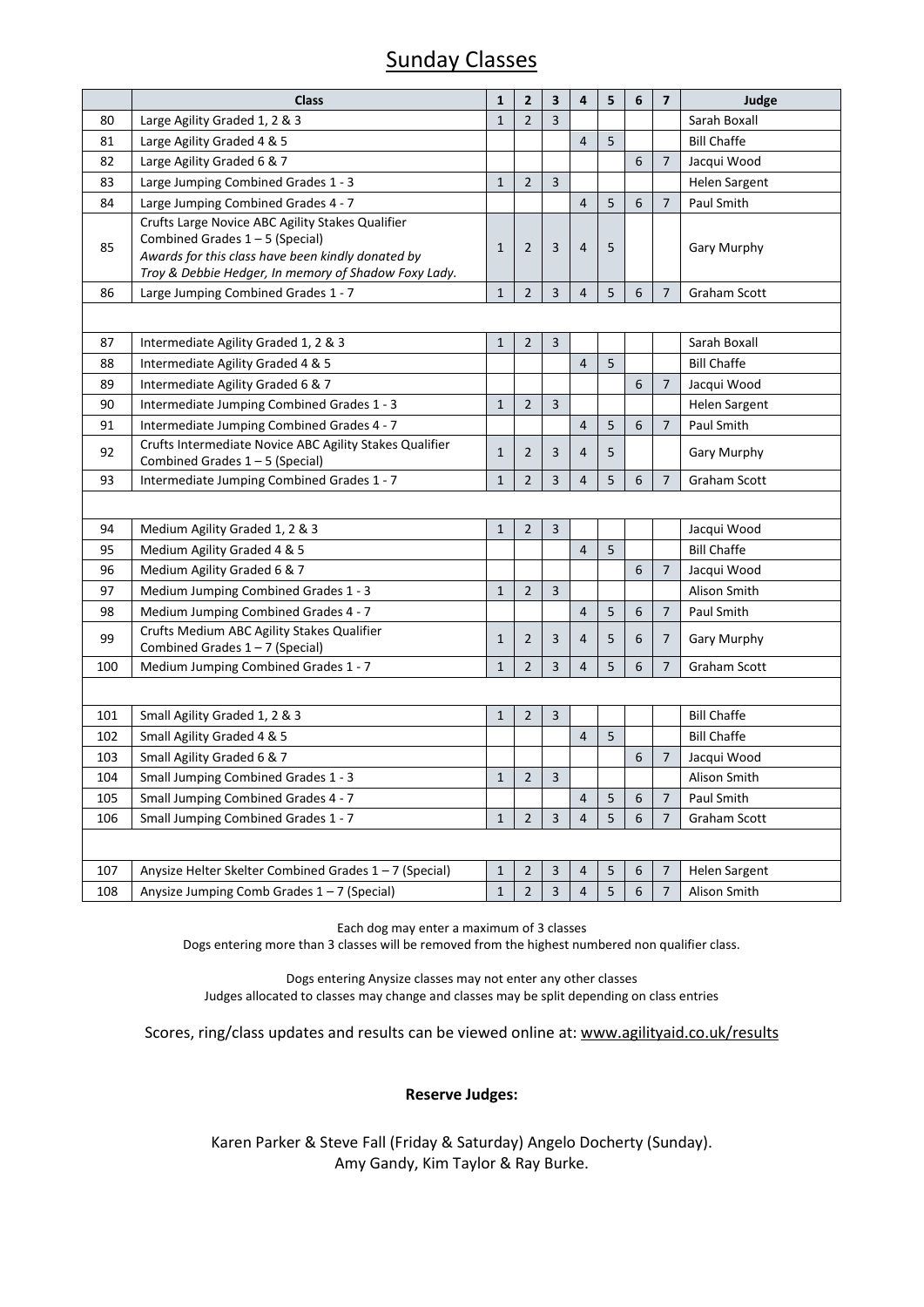## Sunday Classes

| | Class | 1 | 2 | 3 | 4 | 5 | 6 | 7 | Judge |
|---|---|---|---|---|---|---|---|---|---|
| 80 | Large Agility Graded 1, 2 & 3 | 1 | 2 | 3 | | | | | Sarah Boxall |
| 81 | Large Agility Graded 4 & 5 | | | | 4 | 5 | | | Bill Chaffe |
| 82 | Large Agility Graded 6 & 7 | | | | | | 6 | 7 | Jacqui Wood |
| 83 | Large Jumping Combined Grades 1 - 3 | 1 | 2 | 3 | | | | | Helen Sargent |
| 84 | Large Jumping Combined Grades 4 - 7 | | | | 4 | 5 | 6 | 7 | Paul Smith |
| 85 | Crufts Large Novice ABC Agility Stakes Qualifier Combined Grades 1 – 5 (Special) *Awards for this class have been kindly donated by Troy & Debbie Hedger, In memory of Shadow Foxy Lady.* | 1 | 2 | 3 | 4 | 5 | | | Gary Murphy |
| 86 | Large Jumping Combined Grades 1 - 7 | 1 | 2 | 3 | 4 | 5 | 6 | 7 | Graham Scott |
| | | | | | | | | | |
| 87 | Intermediate Agility Graded 1, 2 & 3 | 1 | 2 | 3 | | | | | Sarah Boxall |
| 88 | Intermediate Agility Graded 4 & 5 | | | | 4 | 5 | | | Bill Chaffe |
| 89 | Intermediate Agility Graded 6 & 7 | | | | | | 6 | 7 | Jacqui Wood |
| 90 | Intermediate Jumping Combined Grades 1 - 3 | 1 | 2 | 3 | | | | | Helen Sargent |
| 91 | Intermediate Jumping Combined Grades 4 - 7 | | | | 4 | 5 | 6 | 7 | Paul Smith |
| 92 | Crufts Intermediate Novice ABC Agility Stakes Qualifier Combined Grades 1 – 5 (Special) | 1 | 2 | 3 | 4 | 5 | | | Gary Murphy |
| 93 | Intermediate Jumping Combined Grades 1 - 7 | 1 | 2 | 3 | 4 | 5 | 6 | 7 | Graham Scott |
| | | | | | | | | | |
| 94 | Medium Agility Graded 1, 2 & 3 | 1 | 2 | 3 | | | | | Jacqui Wood |
| 95 | Medium Agility Graded 4 & 5 | | | | 4 | 5 | | | Bill Chaffe |
| 96 | Medium Agility Graded 6 & 7 | | | | | | 6 | 7 | Jacqui Wood |
| 97 | Medium Jumping Combined Grades 1 - 3 | 1 | 2 | 3 | | | | | Alison Smith |
| 98 | Medium Jumping Combined Grades 4 - 7 | | | | 4 | 5 | 6 | 7 | Paul Smith |
| 99 | Crufts Medium ABC Agility Stakes Qualifier Combined Grades 1 – 7 (Special) | 1 | 2 | 3 | 4 | 5 | 6 | 7 | Gary Murphy |
| 100 | Medium Jumping Combined Grades 1 - 7 | 1 | 2 | 3 | 4 | 5 | 6 | 7 | Graham Scott |
| | | | | | | | | | |
| 101 | Small Agility Graded 1, 2 & 3 | 1 | 2 | 3 | | | | | Bill Chaffe |
| 102 | Small Agility Graded 4 & 5 | | | | 4 | 5 | | | Bill Chaffe |
| 103 | Small Agility Graded 6 & 7 | | | | | | 6 | 7 | Jacqui Wood |
| 104 | Small Jumping Combined Grades 1 - 3 | 1 | 2 | 3 | | | | | Alison Smith |
| 105 | Small Jumping Combined Grades 4 - 7 | | | | 4 | 5 | 6 | 7 | Paul Smith |
| 106 | Small Jumping Combined Grades 1 - 7 | 1 | 2 | 3 | 4 | 5 | 6 | 7 | Graham Scott |
| | | | | | | | | | |
| 107 | Anysize Helter Skelter Combined Grades 1 – 7 (Special) | 1 | 2 | 3 | 4 | 5 | 6 | 7 | Helen Sargent |
| 108 | Anysize Jumping Comb Grades 1 – 7 (Special) | 1 | 2 | 3 | 4 | 5 | 6 | 7 | Alison Smith |

Each dog may enter a maximum of 3 classes
Dogs entering more than 3 classes will be removed from the highest numbered non qualifier class.

Dogs entering Anysize classes may not enter any other classes
Judges allocated to classes may change and classes may be split depending on class entries

Scores, ring/class updates and results can be viewed online at: www.agilityaid.co.uk/results

**Reserve Judges:**

Karen Parker & Steve Fall (Friday & Saturday) Angelo Docherty (Sunday).
Amy Gandy, Kim Taylor & Ray Burke.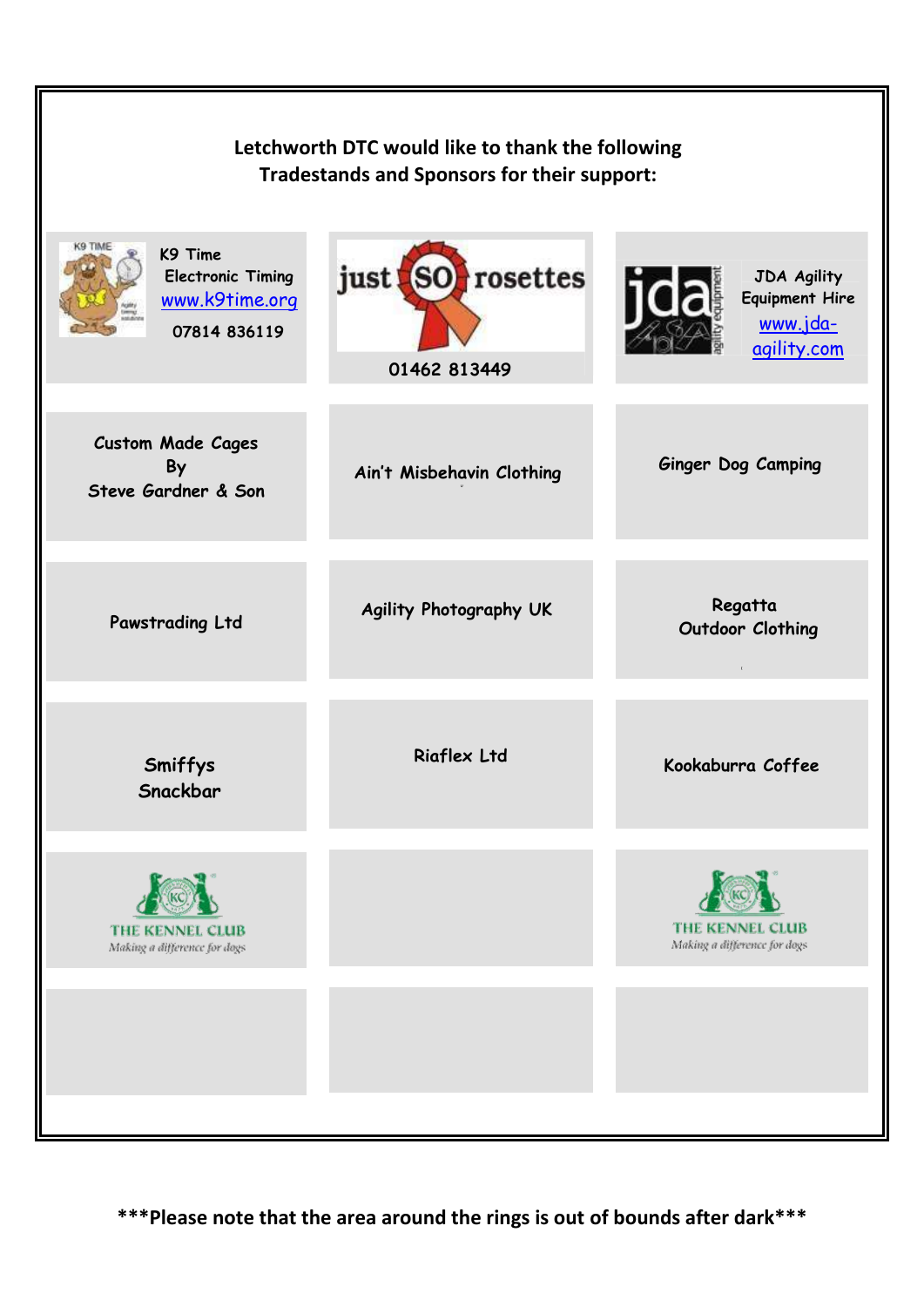**Letchworth DTC would like to thank the following Tradestands and Sponsors for their support:**

| | | |
|---|---|---|
| K9 Time Electronic Timing www.k9time.org 07814 836119 | just SO rosettes 01462 813449 | JDA Agility Equipment Hire www.jda-agility.com |
| Custom Made Cages By Steve Gardner & Son | Ain't Misbehavin Clothing | Ginger Dog Camping |
| Pawstrading Ltd | Agility Photography UK | Regatta Outdoor Clothing |
| Smiffys Snackbar | Riaflex Ltd | Kookaburra Coffee |
| THE KENNEL CLUB Making a difference for dogs | | THE KENNEL CLUB Making a difference for dogs |
| | | |

**\*\*\*Please note that the area around the rings is out of bounds after dark\*\*\***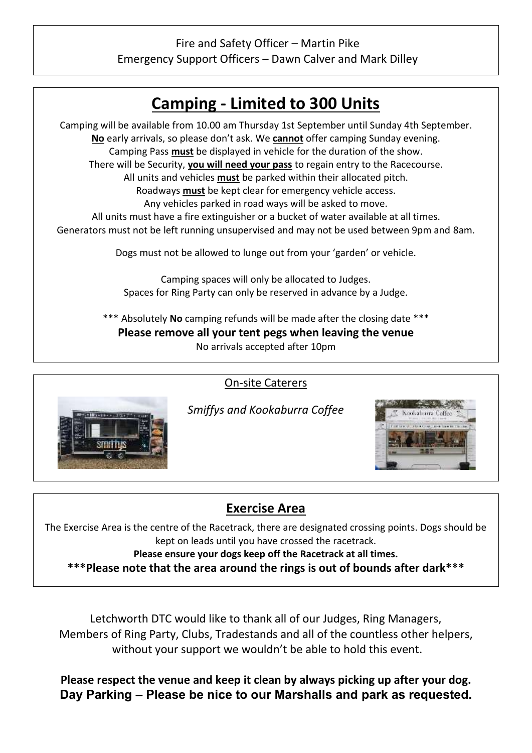Fire and Safety Officer – Martin Pike
Emergency Support Officers – Dawn Calver and Mark Dilley

## Camping - Limited to 300 Units

Camping will be available from 10.00 am Thursday 1st September until Sunday 4th September.
**No** early arrivals, so please don't ask. We **cannot** offer camping Sunday evening.
Camping Pass **must** be displayed in vehicle for the duration of the show.
There will be Security, **you will need your pass** to regain entry to the Racecourse.
All units and vehicles **must** be parked within their allocated pitch.
Roadways **must** be kept clear for emergency vehicle access.
Any vehicles parked in road ways will be asked to move.
All units must have a fire extinguisher or a bucket of water available at all times.
Generators must not be left running unsupervised and may not be used between 9pm and 8am.

Dogs must not be allowed to lunge out from your 'garden' or vehicle.

Camping spaces will only be allocated to Judges.
Spaces for Ring Party can only be reserved in advance by a Judge.

*** Absolutely **No** camping refunds will be made after the closing date ***
**Please remove all your tent pegs when leaving the venue**
No arrivals accepted after 10pm

On-site Caterers

*Smiffys and Kookaburra Coffee*

## Exercise Area

The Exercise Area is the centre of the Racetrack, there are designated crossing points. Dogs should be kept on leads until you have crossed the racetrack.
**Please ensure your dogs keep off the Racetrack at all times.**
**\*\*\*Please note that the area around the rings is out of bounds after dark\*\*\***

Letchworth DTC would like to thank all of our Judges, Ring Managers, Members of Ring Party, Clubs, Tradestands and all of the countless other helpers, without your support we wouldn't be able to hold this event.

**Please respect the venue and keep it clean by always picking up after your dog.**
**Day Parking – Please be nice to our Marshalls and park as requested.**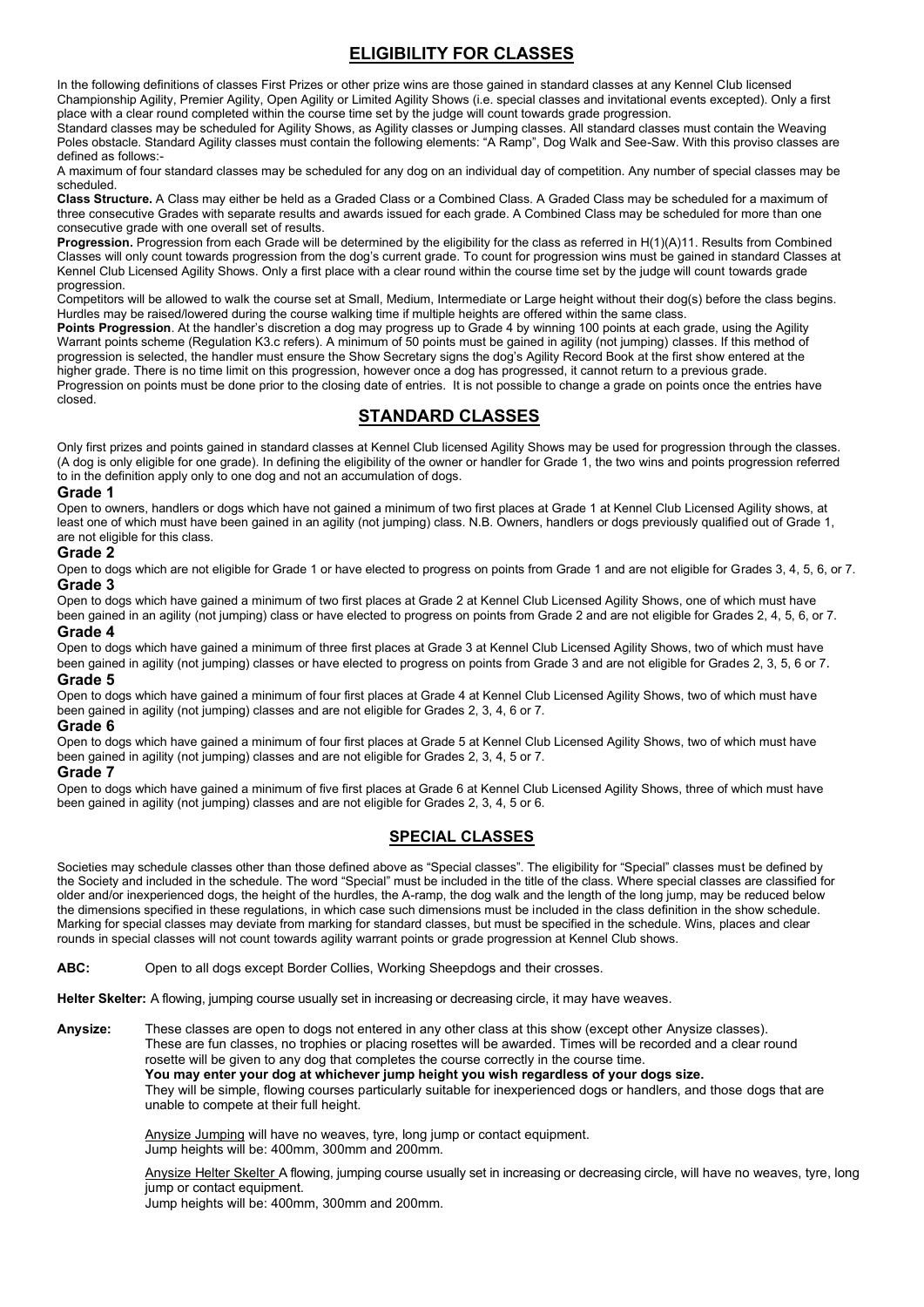## ELIGIBILITY FOR CLASSES

In the following definitions of classes First Prizes or other prize wins are those gained in standard classes at any Kennel Club licensed Championship Agility, Premier Agility, Open Agility or Limited Agility Shows (i.e. special classes and invitational events excepted). Only a first place with a clear round completed within the course time set by the judge will count towards grade progression.

Standard classes may be scheduled for Agility Shows, as Agility classes or Jumping classes. All standard classes must contain the Weaving Poles obstacle. Standard Agility classes must contain the following elements: "A Ramp", Dog Walk and See-Saw. With this proviso classes are defined as follows:-

A maximum of four standard classes may be scheduled for any dog on an individual day of competition. Any number of special classes may be scheduled.

**Class Structure.** A Class may either be held as a Graded Class or a Combined Class. A Graded Class may be scheduled for a maximum of three consecutive Grades with separate results and awards issued for each grade. A Combined Class may be scheduled for more than one consecutive grade with one overall set of results.

**Progression.** Progression from each Grade will be determined by the eligibility for the class as referred in H(1)(A)11. Results from Combined Classes will only count towards progression from the dog's current grade. To count for progression wins must be gained in standard Classes at Kennel Club Licensed Agility Shows. Only a first place with a clear round completed within the course time set by the judge will count towards grade progression.

Competitors will be allowed to walk the course set at Small, Medium, Intermediate or Large height without their dog(s) before the class begins. Hurdles may be raised/lowered during the course walking time if multiple heights are offered within the same class.

**Points Progression**. At the handler's discretion a dog may progress up to Grade 4 by winning 100 points at each grade, using the Agility Warrant points scheme (Regulation K3.c refers). A minimum of 50 points must be gained in agility (not jumping) classes. If this method of progression is selected, the handler must ensure the Show Secretary signs the dog's Agility Record Book at the first show entered at the higher grade. There is no time limit on this progression, however once a dog has progressed, it cannot return to a previous grade. Progression on points must be done prior to the closing date of entries. It is not possible to change a grade on points once the entries have closed.

## STANDARD CLASSES

Only first prizes and points gained in standard classes at Kennel Club licensed Agility Shows may be used for progression through the classes. (A dog is only eligible for one grade). In defining the eligibility of the owner or handler for Grade 1, the two wins and points progression referred to in the definition apply only to one dog and not an accumulation of dogs.

### Grade 1

Open to owners, handlers or dogs which have not gained a minimum of two first places at Grade 1 at Kennel Club Licensed Agility shows, at least one of which must have been gained in an agility (not jumping) class. N.B. Owners, handlers or dogs previously qualified out of Grade 1, are not eligible for this class.

### Grade 2

Open to dogs which are not eligible for Grade 1 or have elected to progress on points from Grade 1 and are not eligible for Grades 3, 4, 5, 6, or 7.

### Grade 3

Open to dogs which have gained a minimum of two first places at Grade 2 at Kennel Club Licensed Agility Shows, one of which must have been gained in an agility (not jumping) class or have elected to progress on points from Grade 2 and are not eligible for Grades 2, 4, 5, 6, or 7.

### Grade 4

Open to dogs which have gained a minimum of three first places at Grade 3 at Kennel Club Licensed Agility Shows, two of which must have been gained in agility (not jumping) classes or have elected to progress on points from Grade 3 and are not eligible for Grades 2, 3, 5, 6 or 7.

### Grade 5

Open to dogs which have gained a minimum of four first places at Grade 4 at Kennel Club Licensed Agility Shows, two of which must have been gained in agility (not jumping) classes and are not eligible for Grades 2, 3, 4, 6 or 7.

### Grade 6

Open to dogs which have gained a minimum of four first places at Grade 5 at Kennel Club Licensed Agility Shows, two of which must have been gained in agility (not jumping) classes and are not eligible for Grades 2, 3, 4, 5 or 7.

### Grade 7

Open to dogs which have gained a minimum of five first places at Grade 6 at Kennel Club Licensed Agility Shows, three of which must have been gained in agility (not jumping) classes and are not eligible for Grades 2, 3, 4, 5 or 6.

## SPECIAL CLASSES

Societies may schedule classes other than those defined above as "Special classes". The eligibility for "Special" classes must be defined by the Society and included in the schedule. The word "Special" must be included in the title of the class. Where special classes are classified for older and/or inexperienced dogs, the height of the hurdles, the A-ramp, the dog walk and the length of the long jump, may be reduced below the dimensions specified in these regulations, in which case such dimensions must be included in the class definition in the show schedule. Marking for special classes may deviate from marking for standard classes, but must be specified in the schedule. Wins, places and clear rounds in special classes will not count towards agility warrant points or grade progression at Kennel Club shows.

**ABC:** Open to all dogs except Border Collies, Working Sheepdogs and their crosses.

**Helter Skelter:** A flowing, jumping course usually set in increasing or decreasing circle, it may have weaves.

**Anysize:** These classes are open to dogs not entered in any other class at this show (except other Anysize classes). These are fun classes, no trophies or placing rosettes will be awarded. Times will be recorded and a clear round rosette will be given to any dog that completes the course correctly in the course time.
**You may enter your dog at whichever jump height you wish regardless of your dogs size.**
They will be simple, flowing courses particularly suitable for inexperienced dogs or handlers, and those dogs that are unable to compete at their full height.

Anysize Jumping will have no weaves, tyre, long jump or contact equipment.
Jump heights will be: 400mm, 300mm and 200mm.

Anysize Helter Skelter A flowing, jumping course usually set in increasing or decreasing circle, will have no weaves, tyre, long jump or contact equipment.
Jump heights will be: 400mm, 300mm and 200mm.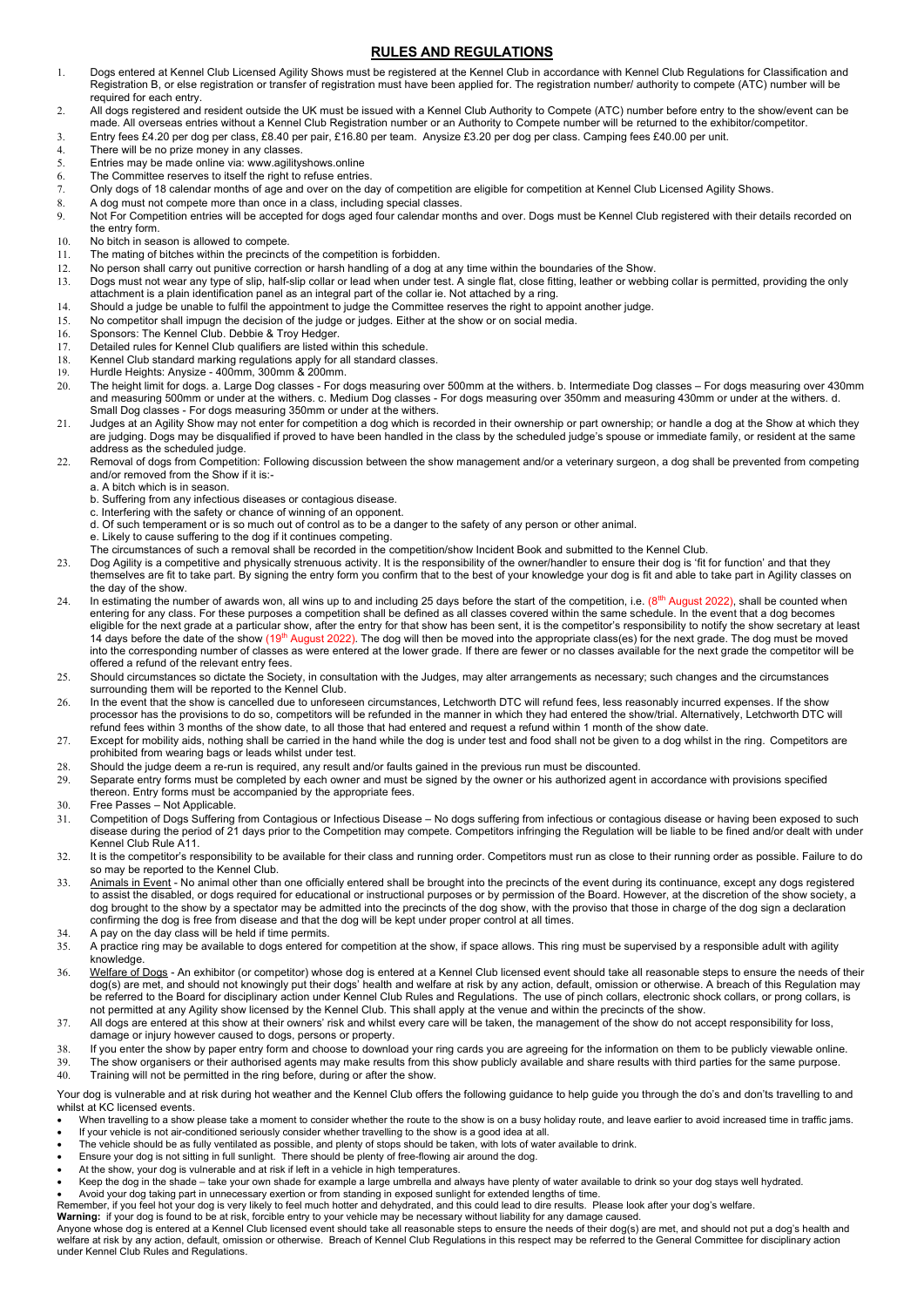## RULES AND REGULATIONS

1. Dogs entered at Kennel Club Licensed Agility Shows must be registered at the Kennel Club in accordance with Kennel Club Regulations for Classification and Registration B, or else registration or transfer of registration must have been applied for. The registration number/ authority to compete (ATC) number will be required for each entry.
2. All dogs registered and resident outside the UK must be issued with a Kennel Club Authority to Compete (ATC) number before entry to the show/event can be made. All overseas entries without a Kennel Club Registration number or an Authority to Compete number will be returned to the exhibitor/competitor.
3. Entry fees £4.20 per dog per class, £8.40 per pair, £16.80 per team. Anysize £3.20 per dog per class. Camping fees £40.00 per unit.
4. There will be no prize money in any classes.
5. Entries may be made online via: www.agilityshows.online
6. The Committee reserves to itself the right to refuse entries.
7. Only dogs of 18 calendar months of age and over on the day of competition are eligible for competition at Kennel Club Licensed Agility Shows.
8. A dog must not compete more than once in a class, including special classes.
9. Not For Competition entries will be accepted for dogs aged four calendar months and over. Dogs must be Kennel Club registered with their details recorded on the entry form.
10. No bitch in season is allowed to compete.
11. The mating of bitches within the precincts of the competition is forbidden.
12. No person shall carry out punitive correction or harsh handling of a dog at any time within the boundaries of the Show.
13. Dogs must not wear any type of slip, half-slip collar or lead when under test. A single flat, close fitting, leather or webbing collar is permitted, providing the only attachment is a plain identification panel as an integral part of the collar ie. Not attached by a ring.
14. Should a judge be unable to fulfil the appointment to judge the Committee reserves the right to appoint another judge.
15. No competitor shall impugn the decision of the judge or judges. Either at the show or on social media.
16. Sponsors: The Kennel Club. Debbie & Troy Hedger.
17. Detailed rules for Kennel Club qualifiers are listed within this schedule.
18. Kennel Club standard marking regulations apply for all standard classes.
19. Hurdle Heights: Anysize - 400mm, 300mm & 200mm.
20. The height limit for dogs. a. Large Dog classes - For dogs measuring over 500mm at the withers. b. Intermediate Dog classes – For dogs measuring over 430mm and measuring 500mm or under at the withers. c. Medium Dog classes - For dogs measuring over 350mm and measuring 430mm or under at the withers. d. Small Dog classes - For dogs measuring 350mm or under at the withers.
21. Judges at an Agility Show may not enter for competition a dog which is recorded in their ownership or part ownership; or handle a dog at the Show at which they are judging. Dogs may be disqualified if proved to have been handled in the class by the scheduled judge's spouse or immediate family, or resident at the same address as the scheduled judge.
22. Removal of dogs from Competition: Following discussion between the show management and/or a veterinary surgeon, a dog shall be prevented from competing and/or removed from the Show if it is:-
    a. A bitch which is in season.
    b. Suffering from any infectious diseases or contagious disease.
    c. Interfering with the safety or chance of winning of an opponent.
    d. Of such temperament or is so much out of control as to be a danger to the safety of any person or other animal.
    e. Likely to cause suffering to the dog if it continues competing.
    The circumstances of such a removal shall be recorded in the competition/show Incident Book and submitted to the Kennel Club.
23. Dog Agility is a competitive and physically strenuous activity. It is the responsibility of the owner/handler to ensure their dog is 'fit for function' and that they themselves are fit to take part. By signing the entry form you confirm that to the best of your knowledge your dog is fit and able to take part in Agility classes on the day of the show.
24. In estimating the number of awards won, all wins up to and including 25 days before the start of the competition, i.e. (8th August 2022), shall be counted when entering for any class. For these purposes a competition shall be defined as all classes covered within the same schedule. In the event that a dog becomes eligible for the next grade at a particular show, after the entry for that show has been sent, it is the competitor's responsibility to notify the show secretary at least 14 days before the date of the show (19th August 2022). The dog will then be moved into the appropriate class(es) for the next grade. The dog must be moved into the corresponding number of classes as were entered at the lower grade. If there are fewer or no classes available for the next grade the competitor will be offered a refund of the relevant entry fees.
25. Should circumstances so dictate the Society, in consultation with the Judges, may alter arrangements as necessary; such changes and the circumstances surrounding them will be reported to the Kennel Club.
26. In the event that the show is cancelled due to unforeseen circumstances, Letchworth DTC will refund fees, less reasonably incurred expenses. If the show processor has the provisions to do so, competitors will be refunded in the manner in which they had entered the show/trial. Alternatively, Letchworth DTC will refund fees within 3 months of the show date, to all those that had entered and request a refund within 1 month of the show date.
27. Except for mobility aids, nothing shall be carried in the hand while the dog is under test and food shall not be given to a dog whilst in the ring. Competitors are prohibited from wearing bags or leads whilst under test.
28. Should the judge deem a re-run is required, any result and/or faults gained in the previous run must be discounted.
29. Separate entry forms must be completed by each owner and must be signed by the owner or his authorized agent in accordance with provisions specified thereon. Entry forms must be accompanied by the appropriate fees.
30. Free Passes – Not Applicable.
31. Competition of Dogs Suffering from Contagious or Infectious Disease – No dogs suffering from infectious or contagious disease or having been exposed to such disease during the period of 21 days prior to the Competition may compete. Competitors infringing the Regulation will be liable to be fined and/or dealt with under Kennel Club Rule A11.
32. It is the competitor's responsibility to be available for their class and running order. Competitors must run as close to their running order as possible. Failure to do so may be reported to the Kennel Club.
33. Animals in Event - No animal other than one officially entered shall be brought into the precincts of the event during its continuance, except any dogs registered to assist the disabled, or dogs required for educational or instructional purposes or by permission of the Board. However, at the discretion of the show society, a dog brought to the show by a spectator may be admitted into the precincts of the dog show, with the proviso that those in charge of the dog sign a declaration confirming the dog is free from disease and that the dog will be kept under proper control at all times.
34. A pay on the day class will be held if time permits.
35. A practice ring may be available to dogs entered for competition at the show, if space allows. This ring must be supervised by a responsible adult with agility knowledge.
36. Welfare of Dogs - An exhibitor (or competitor) whose dog is entered at a Kennel Club licensed event should take all reasonable steps to ensure the needs of their dog(s) are met, and should not knowingly put their dogs' health and welfare at risk by any action, default, omission or otherwise. A breach of this Regulation may be referred to the Board for disciplinary action under Kennel Club Rules and Regulations. The use of pinch collars, electronic shock collars, or prong collars, is not permitted at any Agility show licensed by the Kennel Club. This shall apply at the venue and within the precincts of the show.
37. All dogs are entered at this show at their owners' risk and whilst every care will be taken, the management of the show do not accept responsibility for loss, damage or injury however caused to dogs, persons or property.
38. If you enter the show by paper entry form and choose to download your ring cards you are agreeing for the information on them to be publicly viewable online.
39. The show organisers or their authorised agents may make results from this show publicly available and share results with third parties for the same purpose.
40. Training will not be permitted in the ring before, during or after the show.

Your dog is vulnerable and at risk during hot weather and the Kennel Club offers the following guidance to help guide you through the do's and don'ts travelling to and whilst at KC licensed events.

- When travelling to a show please take a moment to consider whether the route to the show is on a busy holiday route, and leave earlier to avoid increased time in traffic jams.
- If your vehicle is not air-conditioned seriously consider whether travelling to the show is a good idea at all.
- The vehicle should be as fully ventilated as possible, and plenty of stops should be taken, with lots of water available to drink.
- Ensure your dog is not sitting in full sunlight. There should be plenty of free-flowing air around the dog.
- At the show, your dog is vulnerable and at risk if left in a vehicle in high temperatures.
- Keep the dog in the shade – take your own shade for example a large umbrella and always have plenty of water available to drink so your dog stays well hydrated.
- Avoid your dog taking part in unnecessary exertion or from standing in exposed sunlight for extended lengths of time.

Remember, if you feel hot your dog is very likely to feel much hotter and dehydrated, and this could lead to dire results. Please look after your dog's welfare.

**Warning:** if your dog is found to be at risk, forcible entry to your vehicle may be necessary without liability for any damage caused.

Anyone whose dog is entered at a Kennel Club licensed event should take all reasonable steps to ensure the needs of their dog(s) are met, and should not put a dog's health and welfare at risk by any action, default, omission or otherwise. Breach of Kennel Club Regulations in this respect may be referred to the General Committee for disciplinary action under Kennel Club Rules and Regulations.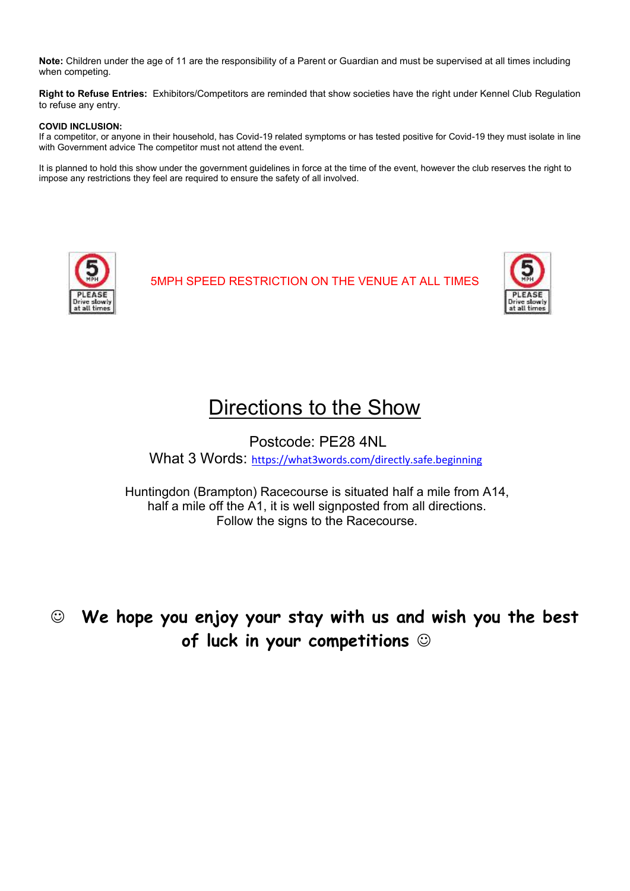**Note:** Children under the age of 11 are the responsibility of a Parent or Guardian and must be supervised at all times including when competing.

**Right to Refuse Entries:** Exhibitors/Competitors are reminded that show societies have the right under Kennel Club Regulation to refuse any entry.

**COVID INCLUSION:**
If a competitor, or anyone in their household, has Covid-19 related symptoms or has tested positive for Covid-19 they must isolate in line with Government advice The competitor must not attend the event.

It is planned to hold this show under the government guidelines in force at the time of the event, however the club reserves the right to impose any restrictions they feel are required to ensure the safety of all involved.

5MPH SPEED RESTRICTION ON THE VENUE AT ALL TIMES

# Directions to the Show

Postcode: PE28 4NL

What 3 Words: https://what3words.com/directly.safe.beginning

Huntingdon (Brampton) Racecourse is situated half a mile from A14, half a mile off the A1, it is well signposted from all directions. Follow the signs to the Racecourse.

☺ **We hope you enjoy your stay with us and wish you the best of luck in your competitions** ☺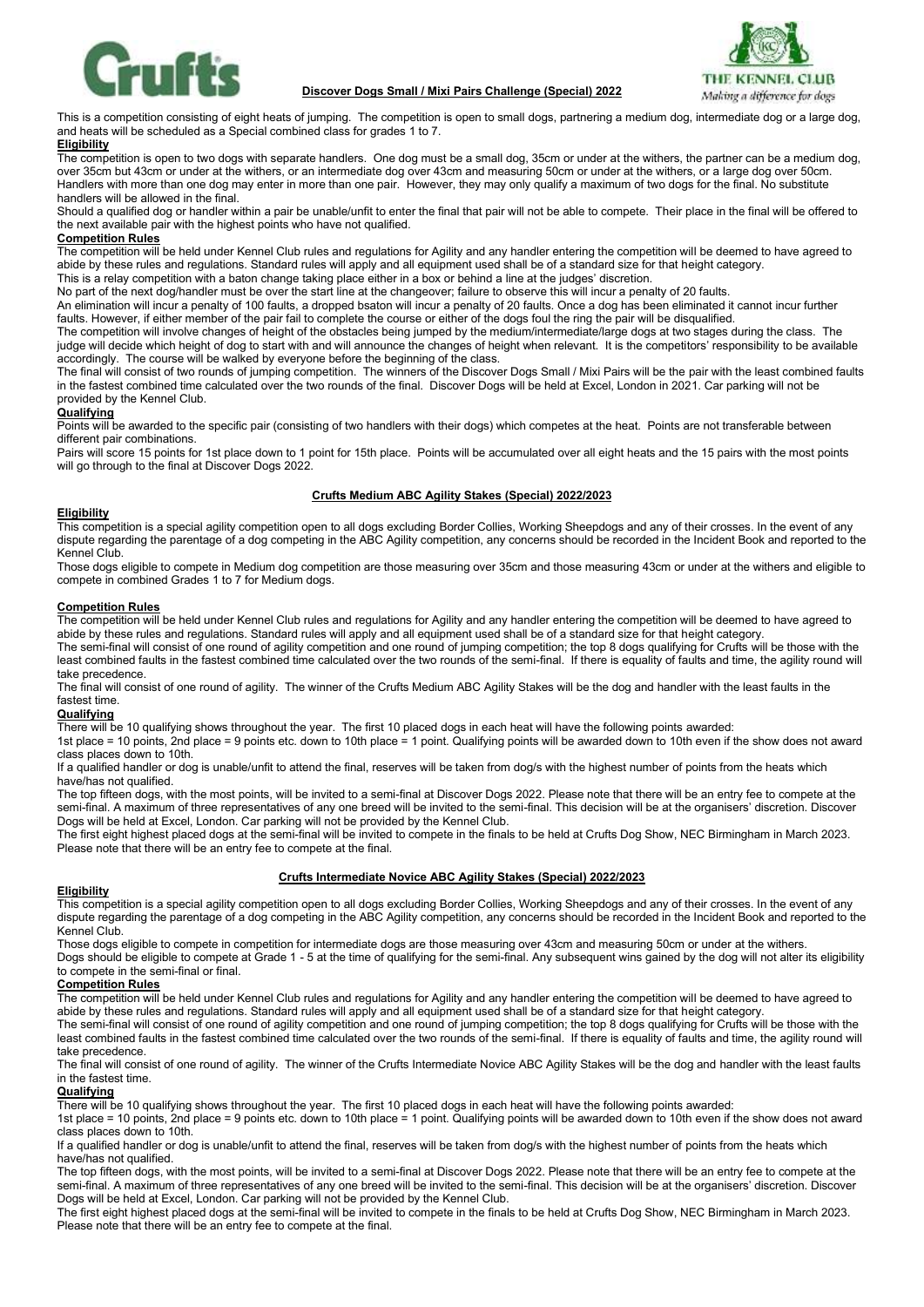## Discover Dogs Small / Mixi Pairs Challenge (Special) 2022

This is a competition consisting of eight heats of jumping. The competition is open to small dogs, partnering a medium dog, intermediate dog or a large dog, and heats will be scheduled as a Special combined class for grades 1 to 7.

### Eligibility

The competition is open to two dogs with separate handlers. One dog must be a small dog, 35cm or under at the withers, the partner can be a medium dog, over 35cm but 43cm or under at the withers, or an intermediate dog over 43cm and measuring 50cm or under at the withers, or a large dog over 50cm. Handlers with more than one dog may enter in more than one pair. However, they may only qualify a maximum of two dogs for the final. No substitute handlers will be allowed in the final.

Should a qualified dog or handler within a pair be unable/unfit to enter the final that pair will not be able to compete. Their place in the final will be offered to the next available pair with the highest points who have not qualified.

### Competition Rules

The competition will be held under Kennel Club rules and regulations for Agility and any handler entering the competition will be deemed to have agreed to abide by these rules and regulations. Standard rules will apply and all equipment used shall be of a standard size for that height category.

This is a relay competition with a baton change taking place either in a box or behind a line at the judges' discretion.

No part of the next dog/handler must be over the start line at the changeover; failure to observe this will incur a penalty of 20 faults.

An elimination will incur a penalty of 100 faults, a dropped bsaton will incur a penalty of 20 faults. Once a dog has been eliminated it cannot incur further faults. However, if either member of the pair fail to complete the course or either of the dogs foul the ring the pair will be disqualified.

The competition will involve changes of height of the obstacles being jumped by the medium/intermediate/large dogs at two stages during the class. The judge will decide which height of dog to start with and will announce the changes of height when relevant. It is the competitors' responsibility to be available accordingly. The course will be walked by everyone before the beginning of the class.

The final will consist of two rounds of jumping competition. The winners of the Discover Dogs Small / Mixi Pairs will be the pair with the least combined faults in the fastest combined time calculated over the two rounds of the final. Discover Dogs will be held at Excel, London in 2021. Car parking will not be provided by the Kennel Club.

### Qualifying

Points will be awarded to the specific pair (consisting of two handlers with their dogs) which competes at the heat. Points are not transferable between different pair combinations.

Pairs will score 15 points for 1st place down to 1 point for 15th place. Points will be accumulated over all eight heats and the 15 pairs with the most points will go through to the final at Discover Dogs 2022.

## Crufts Medium ABC Agility Stakes (Special) 2022/2023

### Eligibility

This competition is a special agility competition open to all dogs excluding Border Collies, Working Sheepdogs and any of their crosses. In the event of any dispute regarding the parentage of a dog competing in the ABC Agility competition, any concerns should be recorded in the Incident Book and reported to the Kennel Club.

Those dogs eligible to compete in Medium dog competition are those measuring over 35cm and those measuring 43cm or under at the withers and eligible to compete in combined Grades 1 to 7 for Medium dogs.

### Competition Rules

The competition will be held under Kennel Club rules and regulations for Agility and any handler entering the competition will be deemed to have agreed to abide by these rules and regulations. Standard rules will apply and all equipment used shall be of a standard size for that height category.

The semi-final will consist of one round of agility competition and one round of jumping competition; the top 8 dogs qualifying for Crufts will be those with the least combined faults in the fastest combined time calculated over the two rounds of the semi-final. If there is equality of faults and time, the agility round will take precedence.

The final will consist of one round of agility. The winner of the Crufts Medium ABC Agility Stakes will be the dog and handler with the least faults in the fastest time.

### Qualifying

There will be 10 qualifying shows throughout the year. The first 10 placed dogs in each heat will have the following points awarded:

1st place = 10 points, 2nd place = 9 points etc. down to 10th place = 1 point. Qualifying points will be awarded down to 10th even if the show does not award class places down to 10th.

If a qualified handler or dog is unable/unfit to attend the final, reserves will be taken from dog/s with the highest number of points from the heats which have/has not qualified.

The top fifteen dogs, with the most points, will be invited to a semi-final at Discover Dogs 2022. Please note that there will be an entry fee to compete at the semi-final. A maximum of three representatives of any one breed will be invited to the semi-final. This decision will be at the organisers' discretion. Discover Dogs will be held at Excel, London. Car parking will not be provided by the Kennel Club.

The first eight highest placed dogs at the semi-final will be invited to compete in the finals to be held at Crufts Dog Show, NEC Birmingham in March 2023. Please note that there will be an entry fee to compete at the final.

## Crufts Intermediate Novice ABC Agility Stakes (Special) 2022/2023

### Eligibility

This competition is a special agility competition open to all dogs excluding Border Collies, Working Sheepdogs and any of their crosses. In the event of any dispute regarding the parentage of a dog competing in the ABC Agility competition, any concerns should be recorded in the Incident Book and reported to the Kennel Club.

Those dogs eligible to compete in competition for intermediate dogs are those measuring over 43cm and measuring 50cm or under at the withers.

Dogs should be eligible to compete at Grade 1 - 5 at the time of qualifying for the semi-final. Any subsequent wins gained by the dog will not alter its eligibility to compete in the semi-final or final.

### Competition Rules

The competition will be held under Kennel Club rules and regulations for Agility and any handler entering the competition will be deemed to have agreed to abide by these rules and regulations. Standard rules will apply and all equipment used shall be of a standard size for that height category.

The semi-final will consist of one round of agility competition and one round of jumping competition; the top 8 dogs qualifying for Crufts will be those with the least combined faults in the fastest combined time calculated over the two rounds of the semi-final. If there is equality of faults and time, the agility round will take precedence.

The final will consist of one round of agility. The winner of the Crufts Intermediate Novice ABC Agility Stakes will be the dog and handler with the least faults in the fastest time.

### Qualifying

There will be 10 qualifying shows throughout the year. The first 10 placed dogs in each heat will have the following points awarded:

1st place = 10 points, 2nd place = 9 points etc. down to 10th place = 1 point. Qualifying points will be awarded down to 10th even if the show does not award class places down to 10th.

If a qualified handler or dog is unable/unfit to attend the final, reserves will be taken from dog/s with the highest number of points from the heats which have/has not qualified.

The top fifteen dogs, with the most points, will be invited to a semi-final at Discover Dogs 2022. Please note that there will be an entry fee to compete at the semi-final. A maximum of three representatives of any one breed will be invited to the semi-final. This decision will be at the organisers' discretion. Discover Dogs will be held at Excel, London. Car parking will not be provided by the Kennel Club.

The first eight highest placed dogs at the semi-final will be invited to compete in the finals to be held at Crufts Dog Show, NEC Birmingham in March 2023. Please note that there will be an entry fee to compete at the final.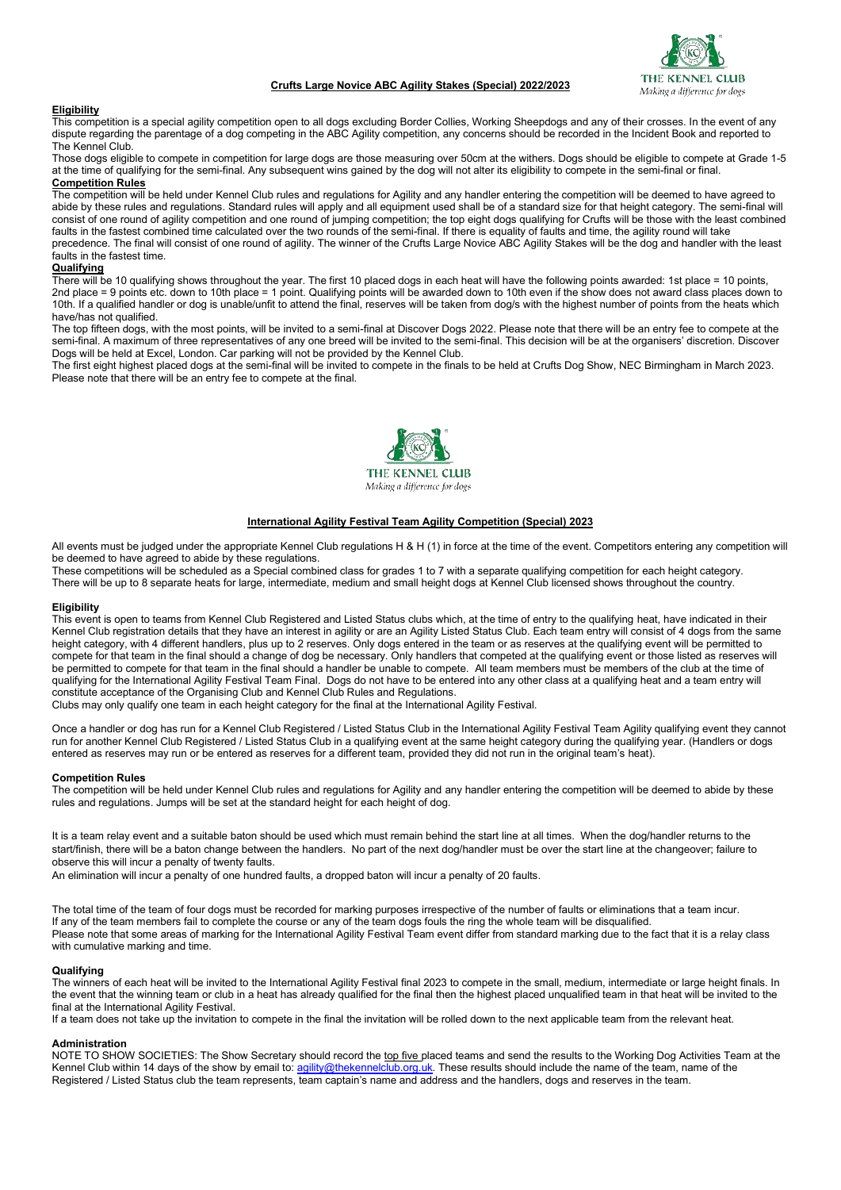## Crufts Large Novice ABC Agility Stakes (Special) 2022/2023

**Eligibility**

This competition is a special agility competition open to all dogs excluding Border Collies, Working Sheepdogs and any of their crosses. In the event of any dispute regarding the parentage of a dog competing in the ABC Agility competition, any concerns should be recorded in the Incident Book and reported to The Kennel Club.

Those dogs eligible to compete in competition for large dogs are those measuring over 50cm at the withers. Dogs should be eligible to compete at Grade 1-5 at the time of qualifying for the semi-final. Any subsequent wins gained by the dog will not alter its eligibility to compete in the semi-final or final.

**Competition Rules**

The competition will be held under Kennel Club rules and regulations for Agility and any handler entering the competition will be deemed to have agreed to abide by these rules and regulations. Standard rules will apply and all equipment used shall be of a standard size for that height category. The semi-final will consist of one round of agility competition and one round of jumping competition; the top eight dogs qualifying for Crufts will be those with the least combined faults in the fastest combined time calculated over the two rounds of the semi-final. If there is equality of faults and time, the agility round will take precedence. The final will consist of one round of agility. The winner of the Crufts Large Novice ABC Agility Stakes will be the dog and handler with the least faults in the fastest time.

**Qualifying**

There will be 10 qualifying shows throughout the year. The first 10 placed dogs in each heat will have the following points awarded: 1st place = 10 points, 2nd place = 9 points etc. down to 10th place = 1 point. Qualifying points will be awarded down to 10th even if the show does not award class places down to 10th. If a qualified handler or dog is unable/unfit to attend the final, reserves will be taken from dog/s with the highest number of points from the heats which have/has not qualified.

The top fifteen dogs, with the most points, will be invited to a semi-final at Discover Dogs 2022. Please note that there will be an entry fee to compete at the semi-final. A maximum of three representatives of any one breed will be invited to the semi-final. This decision will be at the organisers' discretion. Discover Dogs will be held at Excel, London. Car parking will not be provided by the Kennel Club.

The first eight highest placed dogs at the semi-final will be invited to compete in the finals to be held at Crufts Dog Show, NEC Birmingham in March 2023. Please note that there will be an entry fee to compete at the final.

## International Agility Festival Team Agility Competition (Special) 2023

All events must be judged under the appropriate Kennel Club regulations H & H (1) in force at the time of the event. Competitors entering any competition will be deemed to have agreed to abide by these regulations.

These competitions will be scheduled as a Special combined class for grades 1 to 7 with a separate qualifying competition for each height category. There will be up to 8 separate heats for large, intermediate, medium and small height dogs at Kennel Club licensed shows throughout the country.

**Eligibility**

This event is open to teams from Kennel Club Registered and Listed Status clubs which, at the time of entry to the qualifying heat, have indicated in their Kennel Club registration details that they have an interest in agility or are an Agility Listed Status Club. Each team entry will consist of 4 dogs from the same height category, with 4 different handlers, plus up to 2 reserves. Only dogs entered in the team or as reserves at the qualifying event will be permitted to compete for that team in the final should a change of dog be necessary. Only handlers that competed at the qualifying event or those listed as reserves will be permitted to compete for that team in the final should a handler be unable to compete. All team members must be members of the club at the time of qualifying for the International Agility Festival Team Final. Dogs do not have to be entered into any other class at a qualifying heat and a team entry will constitute acceptance of the Organising Club and Kennel Club Rules and Regulations.

Clubs may only qualify one team in each height category for the final at the International Agility Festival.

Once a handler or dog has run for a Kennel Club Registered / Listed Status Club in the International Agility Festival Team Agility qualifying event they cannot run for another Kennel Club Registered / Listed Status Club in a qualifying event at the same height category during the qualifying year. (Handlers or dogs entered as reserves may run or be entered as reserves for a different team, provided they did not run in the original team's heat).

**Competition Rules**

The competition will be held under Kennel Club rules and regulations for Agility and any handler entering the competition will be deemed to abide by these rules and regulations. Jumps will be set at the standard height for each height of dog.

It is a team relay event and a suitable baton should be used which must remain behind the start line at all times. When the dog/handler returns to the start/finish, there will be a baton change between the handlers. No part of the next dog/handler must be over the start line at the changeover; failure to observe this will incur a penalty of twenty faults.

An elimination will incur a penalty of one hundred faults, a dropped baton will incur a penalty of 20 faults.

The total time of the team of four dogs must be recorded for marking purposes irrespective of the number of faults or eliminations that a team incur.

If any of the team members fail to complete the course or any of the team dogs fouls the ring the whole team will be disqualified.

Please note that some areas of marking for the International Agility Festival Team event differ from standard marking due to the fact that it is a relay class with cumulative marking and time.

**Qualifying**

The winners of each heat will be invited to the International Agility Festival final 2023 to compete in the small, medium, intermediate or large height finals. In the event that the winning team or club in a heat has already qualified for the final then the highest placed unqualified team in that heat will be invited to the final at the International Agility Festival.

If a team does not take up the invitation to compete in the final the invitation will be rolled down to the next applicable team from the relevant heat.

**Administration**

NOTE TO SHOW SOCIETIES: The Show Secretary should record the top five placed teams and send the results to the Working Dog Activities Team at the Kennel Club within 14 days of the show by email to: agility@thekennelclub.org.uk. These results should include the name of the team, name of the Registered / Listed Status club the team represents, team captain's name and address and the handlers, dogs and reserves in the team.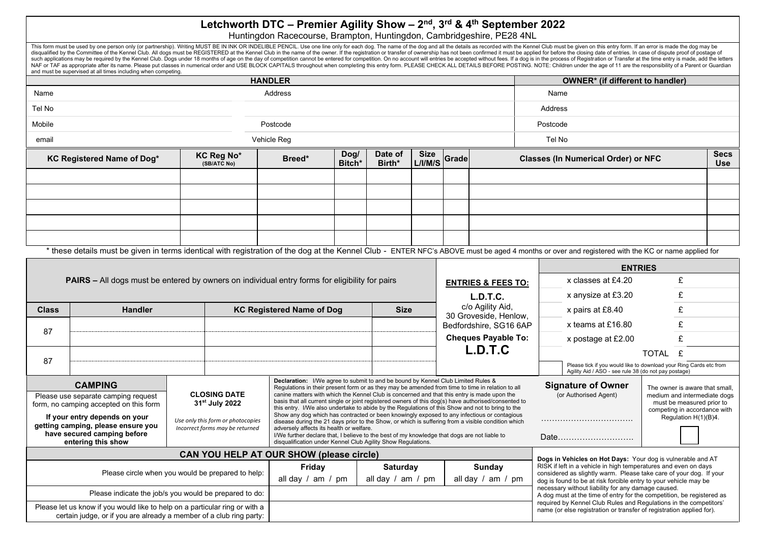# Letchworth DTC – Premier Agility Show – 2nd, 3rd & 4th September 2022

Huntingdon Racecourse, Brampton, Huntingdon, Cambridgeshire, PE28 4NL

This form must be used by one person only (or partnership). Writing MUST BE IN INK OR INDELIBLE PENCIL. Use one line only for each dog. The name of the dog and all the details as recorded with the Kennel Club must be given on this entry form. If an error is made the dog may be disqualified by the Committee of the Kennel Club. All dogs must be REGISTERED at the Kennel Club in the name of the owner. If the registration or transfer of ownership has not been confirmed it must be applied for before the closing date of entries. In case of dispute proof of postage of such applications may be required by the Kennel Club. Dogs under 18 months of age on the day of competition cannot be entered for competition. On no account will entries be accepted without fees. If a dog is in the process of Registration or Transfer at the time entry is made, add the letters NAF or TAF as appropriate after its name. Please put classes in numerical order and USE BLOCK CAPITALS throughout when completing this entry form. PLEASE CHECK ALL DETAILS BEFORE POSTING. NOTE: Children under the age of 11 are the responsibility of a Parent or Guardian and must be supervised at all times including when competing.

| HANDLER | | OWNER* (if different to handler) |
|---|---|---|
| Name | Address | Name |
| Tel No | | Address |
| Mobile | Postcode | Postcode |
| email | Vehicle Reg | Tel No |

| KC Registered Name of Dog* | KC Reg No* (SB/ATC No) | Breed* | Dog/ Bitch* | Date of Birth* | Size L/I/M/S | Grade | Classes (In Numerical Order) or NFC | Secs Use |
|---|---|---|---|---|---|---|---|---|
| | | | | | | | | |
| | | | | | | | | |
| | | | | | | | | |
| | | | | | | | | |
| | | | | | | | | |

\* these details must be given in terms identical with registration of the dog at the Kennel Club - ENTER NFC's ABOVE must be aged 4 months or over and registered with the KC or name applied for

**PAIRS** – All dogs must be entered by owners on individual entry forms for eligibility for pairs

| Class | Handler | KC Registered Name of Dog | Size |
|---|---|---|---|
| 87 | | | |
| | | | |
| 87 | | | |
| | | | |

**ENTRIES & FEES TO:**

**L.D.T.C.**
c/o Agility Aid,
30 Groveside, Henlow,
Bedfordshire, SG16 6AP

**Cheques Payable To:**
**L.D.T.C**

| ENTRIES | | |
|---|---|---|
| | x classes at £4.20 | £ |
| | x anysize at £3.20 | £ |
| | x pairs at £8.40 | £ |
| | x teams at £16.80 | £ |
| | x postage at £2.00 | £ |
| | TOTAL | £ |
| | Please tick if you would like to download your Ring Cards etc from Agility Aid / ASO - see rule 38 (do not pay postage) | |

**CAMPING**

Please use separate camping request form, no camping accepted on this form

**If your entry depends on your getting camping, please ensure you have secured camping before entering this show**

**CLOSING DATE**
**31st July 2022**

*Use only this form or photocopies*
*Incorrect forms may be returned*

**Declaration:** I/We agree to submit to and be bound by Kennel Club Limited Rules & Regulations in their present form or as they may be amended from time to time in relation to all canine matters with which the Kennel Club is concerned and that this entry is made upon the basis that all current single or joint registered owners of this dog(s) have authorised/consented to this entry. I/We also undertake to abide by the Regulations of this Show and not to bring to the Show any dog which has contracted or been knowingly exposed to any infectious or contagious disease during the 21 days prior to the Show, or which is suffering from a visible condition which adversely affects its health or welfare.
I/We further declare that, I believe to the best of my knowledge that dogs are not liable to disqualification under Kennel Club Agility Show Regulations.

**Signature of Owner**
(or Authorised Agent)

……………………………

Date……………………….

The owner is aware that small, medium and intermediate dogs must be measured prior to competing in accordance with Regulation H(1)(B)4.

**CAN YOU HELP AT OUR SHOW (please circle)**

| | Friday | Saturday | Sunday |
|---|---|---|---|
| Please circle when you would be prepared to help: | all day / am / pm | all day / am / pm | all day / am / pm |
| Please indicate the job/s you would be prepared to do: | | | |
| Please let us know if you would like to help on a particular ring or with a certain judge, or if you are already a member of a club ring party: | | | |

**Dogs in Vehicles on Hot Days:** Your dog is vulnerable and AT RISK if left in a vehicle in high temperatures and even on days considered as slightly warm. Please take care of your dog. If your dog is found to be at risk forcible entry to your vehicle may be necessary without liability for any damage caused.
A dog must at the time of entry for the competition, be registered as required by Kennel Club Rules and Regulations in the competitors' name (or else registration or transfer of registration applied for).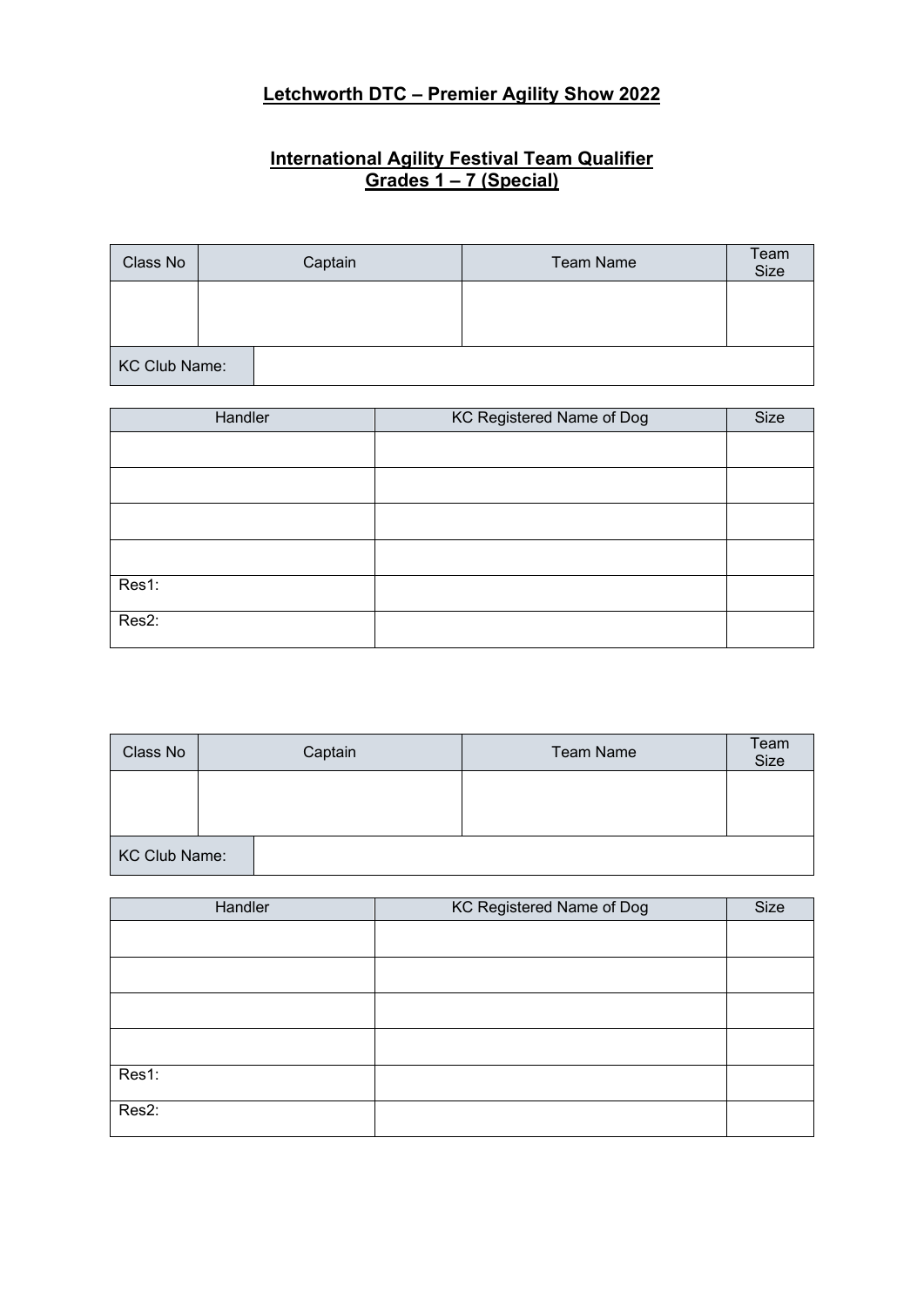**Letchworth DTC – Premier Agility Show 2022**

**International Agility Festival Team Qualifier**
**Grades 1 – 7 (Special)**

| Class No | Captain | Team Name | Team Size |
|---|---|---|---|
| | | | |
| KC Club Name: | | | |

| Handler | KC Registered Name of Dog | Size |
|---|---|---|
| | | |
| | | |
| | | |
| | | |
| Res1: | | |
| Res2: | | |

| Class No | Captain | Team Name | Team Size |
|---|---|---|---|
| | | | |
| KC Club Name: | | | |

| Handler | KC Registered Name of Dog | Size |
|---|---|---|
| | | |
| | | |
| | | |
| | | |
| Res1: | | |
| Res2: | | |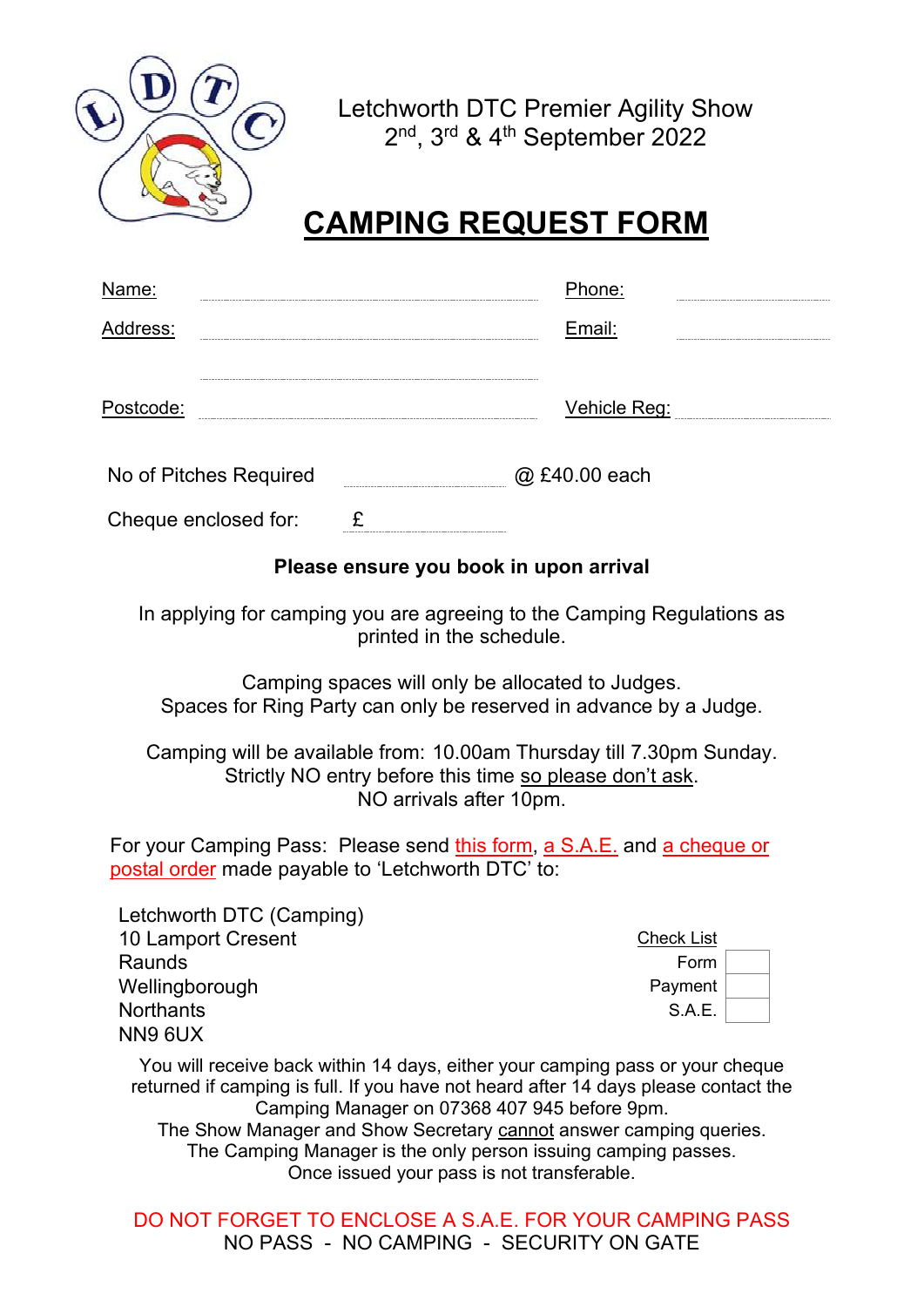Letchworth DTC Premier Agility Show
2nd, 3rd & 4th September 2022

# CAMPING REQUEST FORM

Name: ........................................ Phone: ....................

Address: ........................................ Email: ....................

........................................

Postcode: ........................................ Vehicle Reg: ....................

No of Pitches Required .................... @ £40.00 each

Cheque enclosed for: £ ....................

**Please ensure you book in upon arrival**

In applying for camping you are agreeing to the Camping Regulations as printed in the schedule.

Camping spaces will only be allocated to Judges.
Spaces for Ring Party can only be reserved in advance by a Judge.

Camping will be available from: 10.00am Thursday till 7.30pm Sunday.
Strictly NO entry before this time so please don't ask.
NO arrivals after 10pm.

For your Camping Pass: Please send this form, a S.A.E. and a cheque or postal order made payable to 'Letchworth DTC' to:

Letchworth DTC (Camping)
10 Lamport Cresent
Raunds
Wellingborough
Northants
NN9 6UX

| Check List | |
|---|---|
| Form | |
| Payment | |
| S.A.E. | |

You will receive back within 14 days, either your camping pass or your cheque returned if camping is full. If you have not heard after 14 days please contact the Camping Manager on 07368 407 945 before 9pm.
The Show Manager and Show Secretary cannot answer camping queries.
The Camping Manager is the only person issuing camping passes.
Once issued your pass is not transferable.

DO NOT FORGET TO ENCLOSE A S.A.E. FOR YOUR CAMPING PASS
NO PASS - NO CAMPING - SECURITY ON GATE